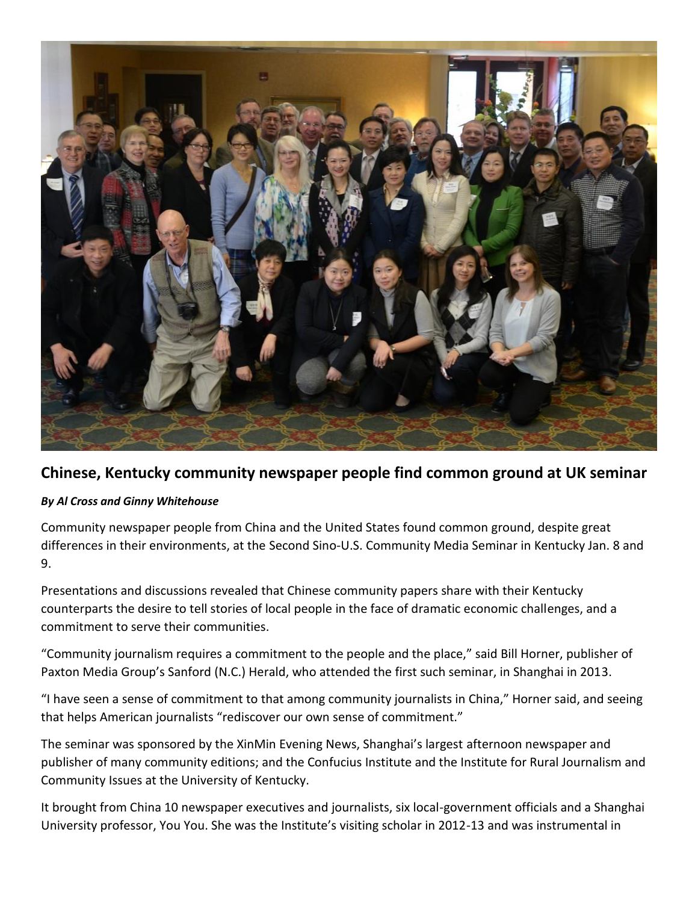## Chinese, Kentucky community newspaper people find common ground at UK seminar

***By Al Cross and Ginny Whitehouse***

Community newspaper people from China and the United States found common ground, despite great differences in their environments, at the Second Sino-U.S. Community Media Seminar in Kentucky Jan. 8 and 9.

Presentations and discussions revealed that Chinese community papers share with their Kentucky counterparts the desire to tell stories of local people in the face of dramatic economic challenges, and a commitment to serve their communities.

"Community journalism requires a commitment to the people and the place," said Bill Horner, publisher of Paxton Media Group's Sanford (N.C.) Herald, who attended the first such seminar, in Shanghai in 2013.

"I have seen a sense of commitment to that among community journalists in China," Horner said, and seeing that helps American journalists "rediscover our own sense of commitment."

The seminar was sponsored by the XinMin Evening News, Shanghai's largest afternoon newspaper and publisher of many community editions; and the Confucius Institute and the Institute for Rural Journalism and Community Issues at the University of Kentucky.

It brought from China 10 newspaper executives and journalists, six local-government officials and a Shanghai University professor, You You. She was the Institute's visiting scholar in 2012-13 and was instrumental in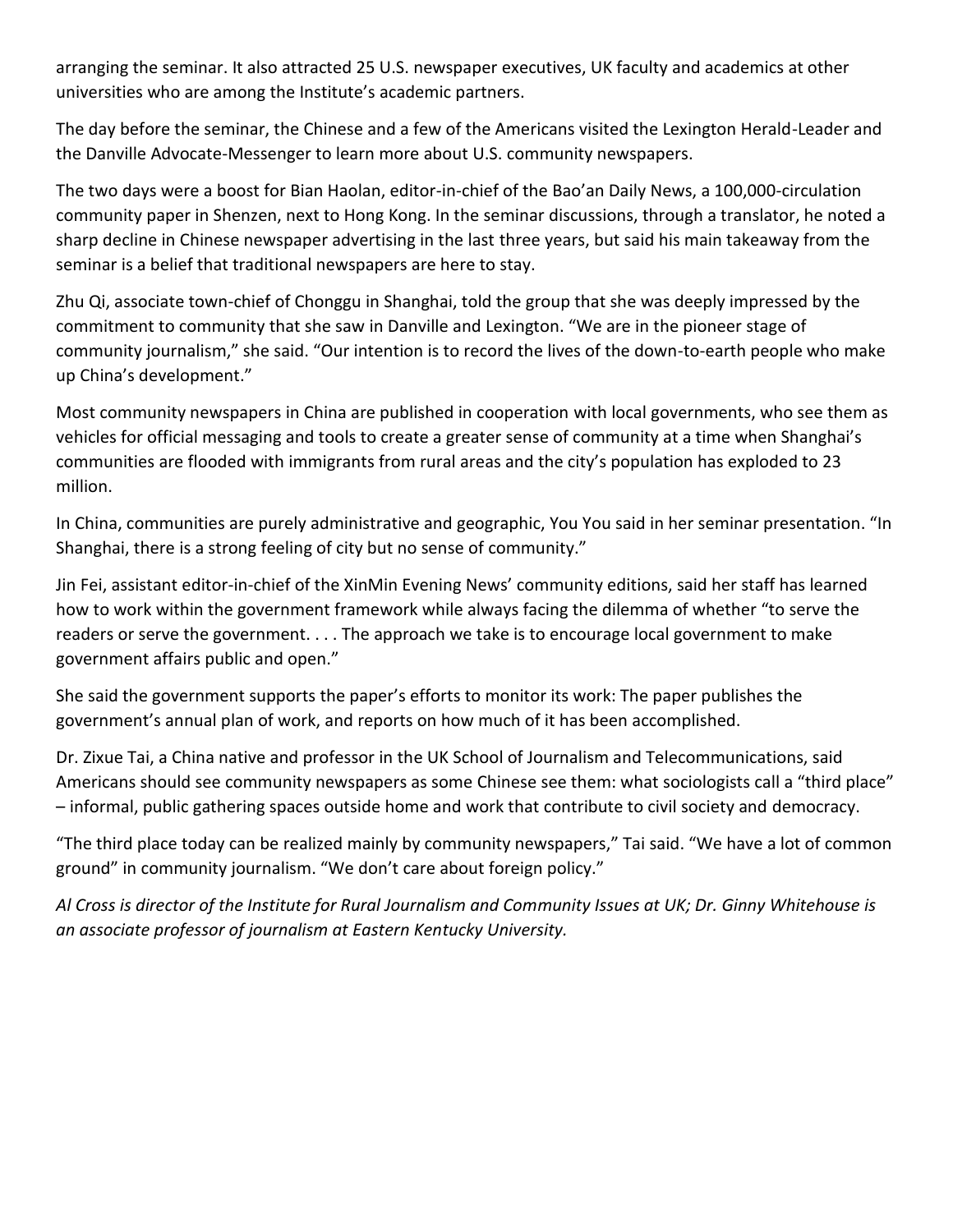arranging the seminar. It also attracted 25 U.S. newspaper executives, UK faculty and academics at other universities who are among the Institute's academic partners.

The day before the seminar, the Chinese and a few of the Americans visited the Lexington Herald-Leader and the Danville Advocate-Messenger to learn more about U.S. community newspapers.

The two days were a boost for Bian Haolan, editor-in-chief of the Bao'an Daily News, a 100,000-circulation community paper in Shenzen, next to Hong Kong. In the seminar discussions, through a translator, he noted a sharp decline in Chinese newspaper advertising in the last three years, but said his main takeaway from the seminar is a belief that traditional newspapers are here to stay.

Zhu Qi, associate town-chief of Chonggu in Shanghai, told the group that she was deeply impressed by the commitment to community that she saw in Danville and Lexington. "We are in the pioneer stage of community journalism," she said. "Our intention is to record the lives of the down-to-earth people who make up China's development."

Most community newspapers in China are published in cooperation with local governments, who see them as vehicles for official messaging and tools to create a greater sense of community at a time when Shanghai's communities are flooded with immigrants from rural areas and the city's population has exploded to 23 million.

In China, communities are purely administrative and geographic, You You said in her seminar presentation. "In Shanghai, there is a strong feeling of city but no sense of community."

Jin Fei, assistant editor-in-chief of the XinMin Evening News' community editions, said her staff has learned how to work within the government framework while always facing the dilemma of whether "to serve the readers or serve the government. . . . The approach we take is to encourage local government to make government affairs public and open."

She said the government supports the paper's efforts to monitor its work: The paper publishes the government's annual plan of work, and reports on how much of it has been accomplished.

Dr. Zixue Tai, a China native and professor in the UK School of Journalism and Telecommunications, said Americans should see community newspapers as some Chinese see them: what sociologists call a "third place" – informal, public gathering spaces outside home and work that contribute to civil society and democracy.

"The third place today can be realized mainly by community newspapers," Tai said. "We have a lot of common ground" in community journalism. "We don't care about foreign policy."

*Al Cross is director of the Institute for Rural Journalism and Community Issues at UK; Dr. Ginny Whitehouse is an associate professor of journalism at Eastern Kentucky University.*